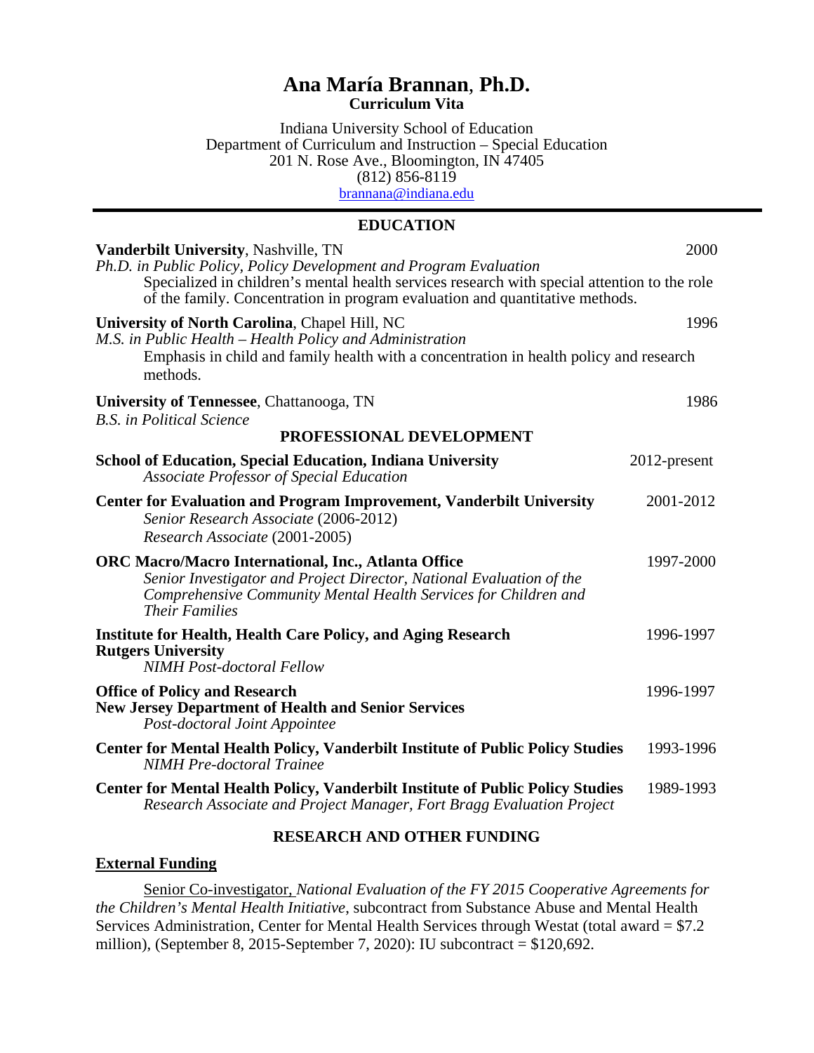# Ana María Brannan, Ph.D.

**Curriculum Vita**

Indiana University School of Education
Department of Curriculum and Instruction – Special Education
201 N. Rose Ave., Bloomington, IN 47405
(812) 856-8119
brannana@indiana.edu

---

## EDUCATION

**Vanderbilt University**, Nashville, TN — 2000
*Ph.D. in Public Policy, Policy Development and Program Evaluation*
Specialized in children's mental health services research with special attention to the role of the family. Concentration in program evaluation and quantitative methods.

**University of North Carolina**, Chapel Hill, NC — 1996
*M.S. in Public Health – Health Policy and Administration*
Emphasis in child and family health with a concentration in health policy and research methods.

**University of Tennessee**, Chattanooga, TN — 1986
*B.S. in Political Science*

## PROFESSIONAL DEVELOPMENT

**School of Education, Special Education, Indiana University** — 2012-present
*Associate Professor of Special Education*

**Center for Evaluation and Program Improvement, Vanderbilt University** — 2001-2012
*Senior Research Associate* (2006-2012)
*Research Associate* (2001-2005)

**ORC Macro/Macro International, Inc., Atlanta Office** — 1997-2000
*Senior Investigator and Project Director, National Evaluation of the Comprehensive Community Mental Health Services for Children and Their Families*

**Institute for Health, Health Care Policy, and Aging Research**
**Rutgers University** — 1996-1997
*NIMH Post-doctoral Fellow*

**Office of Policy and Research**
**New Jersey Department of Health and Senior Services** — 1996-1997
*Post-doctoral Joint Appointee*

**Center for Mental Health Policy, Vanderbilt Institute of Public Policy Studies** — 1993-1996
*NIMH Pre-doctoral Trainee*

**Center for Mental Health Policy, Vanderbilt Institute of Public Policy Studies** — 1989-1993
*Research Associate and Project Manager, Fort Bragg Evaluation Project*

## RESEARCH AND OTHER FUNDING

### External Funding

Senior Co-investigator, *National Evaluation of the FY 2015 Cooperative Agreements for the Children's Mental Health Initiative*, subcontract from Substance Abuse and Mental Health Services Administration, Center for Mental Health Services through Westat (total award = $7.2 million), (September 8, 2015-September 7, 2020): IU subcontract = $120,692.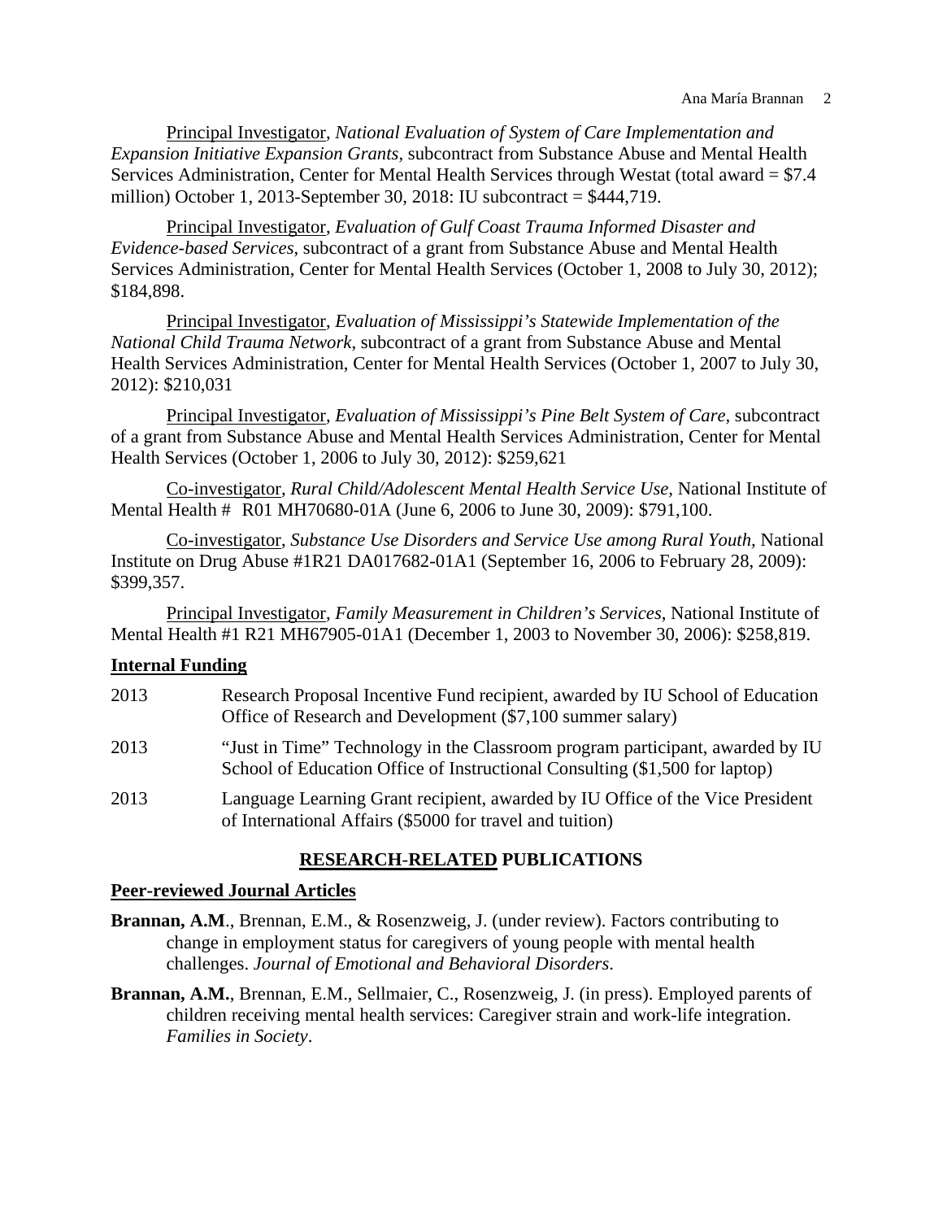Principal Investigator, *National Evaluation of System of Care Implementation and Expansion Initiative Expansion Grants*, subcontract from Substance Abuse and Mental Health Services Administration, Center for Mental Health Services through Westat (total award = $7.4 million) October 1, 2013-September 30, 2018: IU subcontract = $444,719.

Principal Investigator, *Evaluation of Gulf Coast Trauma Informed Disaster and Evidence-based Services*, subcontract of a grant from Substance Abuse and Mental Health Services Administration, Center for Mental Health Services (October 1, 2008 to July 30, 2012); $184,898.

Principal Investigator, *Evaluation of Mississippi's Statewide Implementation of the National Child Trauma Network*, subcontract of a grant from Substance Abuse and Mental Health Services Administration, Center for Mental Health Services (October 1, 2007 to July 30, 2012): $210,031

Principal Investigator, *Evaluation of Mississippi's Pine Belt System of Care*, subcontract of a grant from Substance Abuse and Mental Health Services Administration, Center for Mental Health Services (October 1, 2006 to July 30, 2012): $259,621

Co-investigator, *Rural Child/Adolescent Mental Health Service Use*, National Institute of Mental Health # R01 MH70680-01A (June 6, 2006 to June 30, 2009): $791,100.

Co-investigator, *Substance Use Disorders and Service Use among Rural Youth*, National Institute on Drug Abuse #1R21 DA017682-01A1 (September 16, 2006 to February 28, 2009): $399,357.

Principal Investigator, *Family Measurement in Children's Services*, National Institute of Mental Health #1 R21 MH67905-01A1 (December 1, 2003 to November 30, 2006): $258,819.

**Internal Funding**

2013 Research Proposal Incentive Fund recipient, awarded by IU School of Education Office of Research and Development ($7,100 summer salary)

2013 "Just in Time" Technology in the Classroom program participant, awarded by IU School of Education Office of Instructional Consulting ($1,500 for laptop)

2013 Language Learning Grant recipient, awarded by IU Office of the Vice President of International Affairs ($5000 for travel and tuition)

## RESEARCH-RELATED PUBLICATIONS

**Peer-reviewed Journal Articles**

**Brannan, A.M**., Brennan, E.M., & Rosenzweig, J. (under review). Factors contributing to change in employment status for caregivers of young people with mental health challenges. *Journal of Emotional and Behavioral Disorders*.

**Brannan, A.M.**, Brennan, E.M., Sellmaier, C., Rosenzweig, J. (in press). Employed parents of children receiving mental health services: Caregiver strain and work-life integration. *Families in Society*.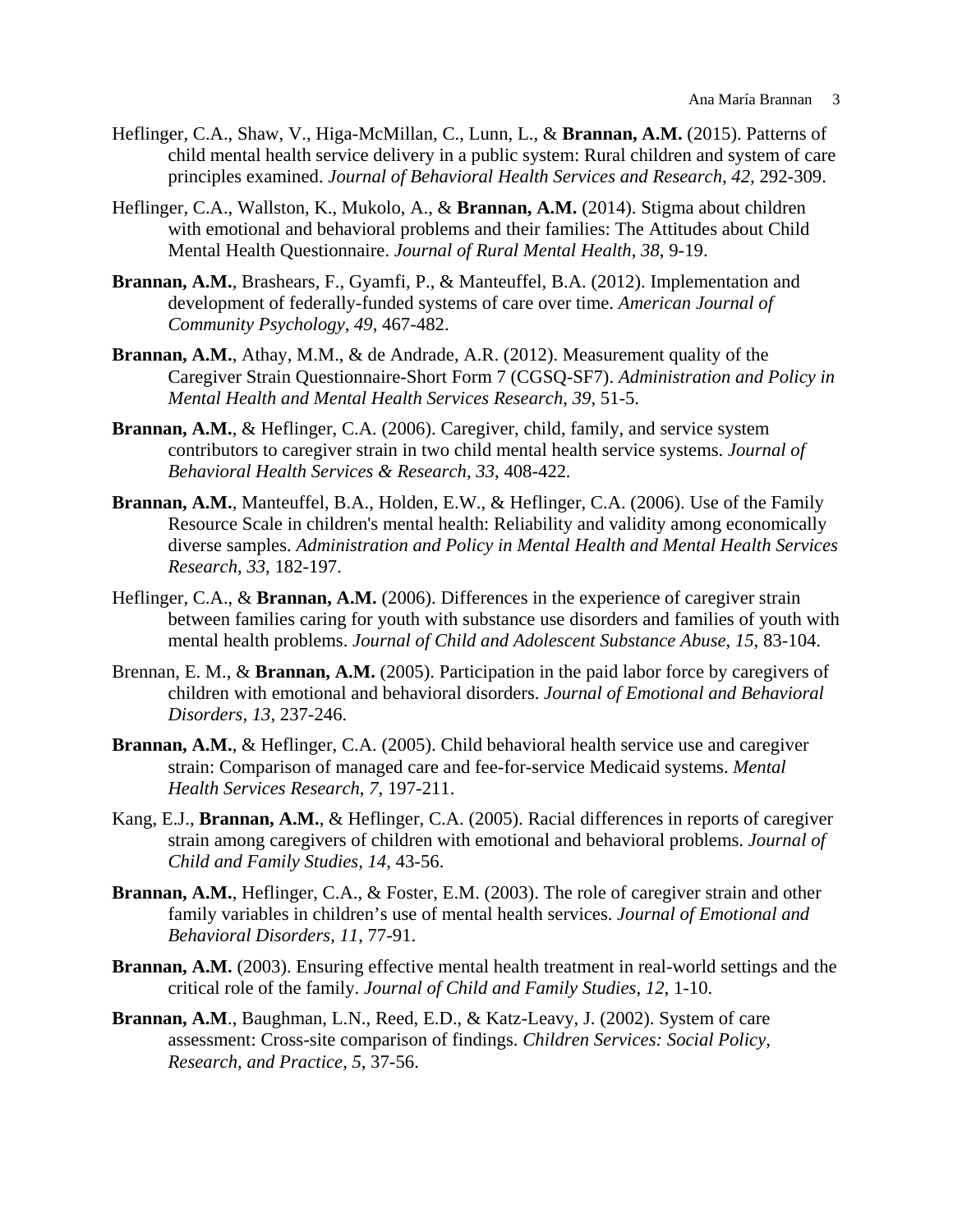Heflinger, C.A., Shaw, V., Higa-McMillan, C., Lunn, L., & **Brannan, A.M.** (2015). Patterns of child mental health service delivery in a public system: Rural children and system of care principles examined. *Journal of Behavioral Health Services and Research*, *42*, 292-309.

Heflinger, C.A., Wallston, K., Mukolo, A., & **Brannan, A.M.** (2014). Stigma about children with emotional and behavioral problems and their families: The Attitudes about Child Mental Health Questionnaire. *Journal of Rural Mental Health*, *38*, 9-19.

**Brannan, A.M.**, Brashears, F., Gyamfi, P., & Manteuffel, B.A. (2012). Implementation and development of federally-funded systems of care over time. *American Journal of Community Psychology*, *49*, 467-482.

**Brannan, A.M.**, Athay, M.M., & de Andrade, A.R. (2012). Measurement quality of the Caregiver Strain Questionnaire-Short Form 7 (CGSQ-SF7). *Administration and Policy in Mental Health and Mental Health Services Research*, *39*, 51-5.

**Brannan, A.M.**, & Heflinger, C.A. (2006). Caregiver, child, family, and service system contributors to caregiver strain in two child mental health service systems. *Journal of Behavioral Health Services & Research*, *33*, 408-422.

**Brannan, A.M.**, Manteuffel, B.A., Holden, E.W., & Heflinger, C.A. (2006). Use of the Family Resource Scale in children's mental health: Reliability and validity among economically diverse samples. *Administration and Policy in Mental Health and Mental Health Services Research*, *33*, 182-197.

Heflinger, C.A., & **Brannan, A.M.** (2006). Differences in the experience of caregiver strain between families caring for youth with substance use disorders and families of youth with mental health problems. *Journal of Child and Adolescent Substance Abuse*, *15*, 83-104.

Brennan, E. M., & **Brannan, A.M.** (2005). Participation in the paid labor force by caregivers of children with emotional and behavioral disorders. *Journal of Emotional and Behavioral Disorders*, *13*, 237-246.

**Brannan, A.M.**, & Heflinger, C.A. (2005). Child behavioral health service use and caregiver strain: Comparison of managed care and fee-for-service Medicaid systems. *Mental Health Services Research*, *7*, 197-211.

Kang, E.J., **Brannan, A.M.**, & Heflinger, C.A. (2005). Racial differences in reports of caregiver strain among caregivers of children with emotional and behavioral problems. *Journal of Child and Family Studies*, *14*, 43-56.

**Brannan, A.M.**, Heflinger, C.A., & Foster, E.M. (2003). The role of caregiver strain and other family variables in children's use of mental health services. *Journal of Emotional and Behavioral Disorders*, *11*, 77-91.

**Brannan, A.M.** (2003). Ensuring effective mental health treatment in real-world settings and the critical role of the family. *Journal of Child and Family Studies*, *12*, 1-10.

**Brannan, A.M**., Baughman, L.N., Reed, E.D., & Katz-Leavy, J. (2002). System of care assessment: Cross-site comparison of findings. *Children Services: Social Policy, Research, and Practice*, *5*, 37-56.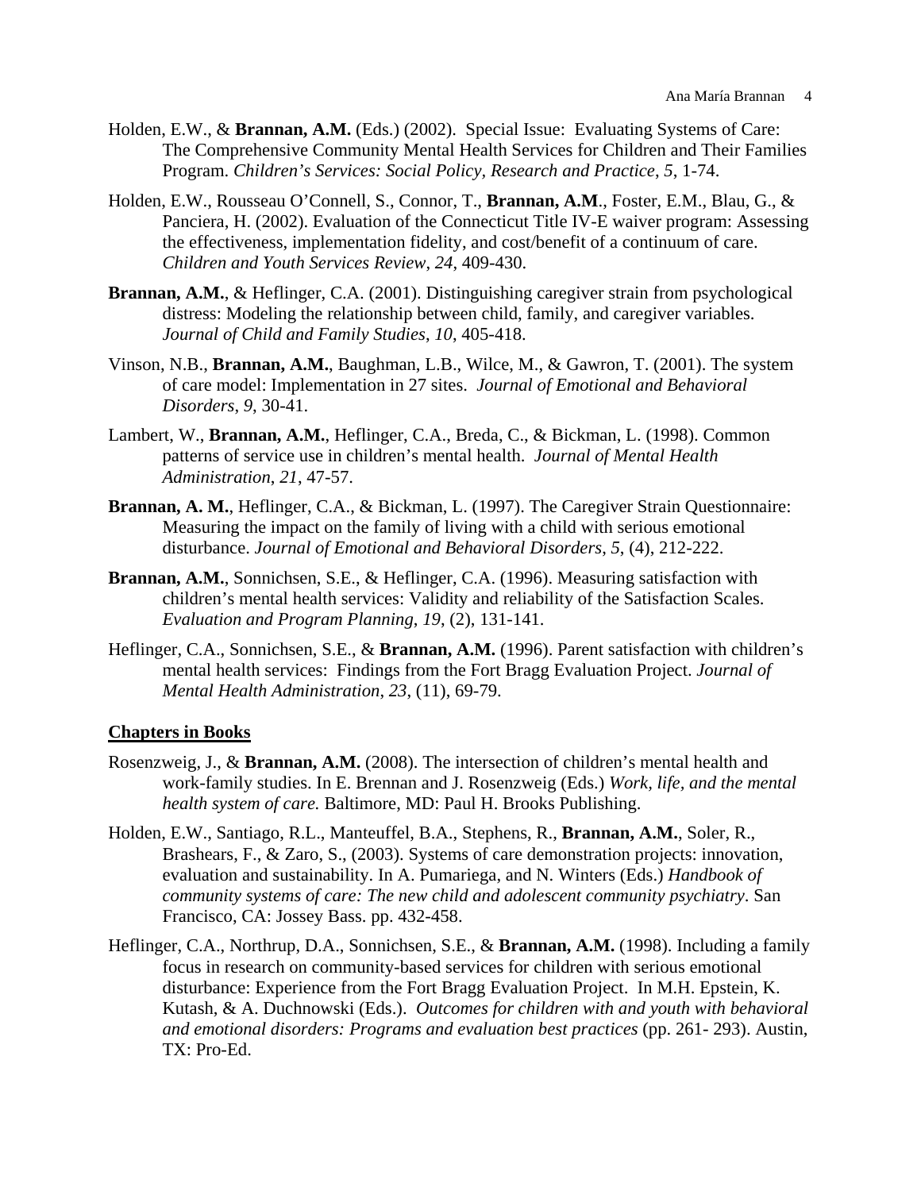Holden, E.W., & **Brannan, A.M.** (Eds.) (2002). Special Issue: Evaluating Systems of Care: The Comprehensive Community Mental Health Services for Children and Their Families Program. *Children's Services: Social Policy, Research and Practice*, *5*, 1-74.

Holden, E.W., Rousseau O'Connell, S., Connor, T., **Brannan, A.M**., Foster, E.M., Blau, G., & Panciera, H. (2002). Evaluation of the Connecticut Title IV-E waiver program: Assessing the effectiveness, implementation fidelity, and cost/benefit of a continuum of care. *Children and Youth Services Review*, *24*, 409-430.

**Brannan, A.M.**, & Heflinger, C.A. (2001). Distinguishing caregiver strain from psychological distress: Modeling the relationship between child, family, and caregiver variables. *Journal of Child and Family Studies*, *10*, 405-418.

Vinson, N.B., **Brannan, A.M.**, Baughman, L.B., Wilce, M., & Gawron, T. (2001). The system of care model: Implementation in 27 sites. *Journal of Emotional and Behavioral Disorders*, *9*, 30-41.

Lambert, W., **Brannan, A.M.**, Heflinger, C.A., Breda, C., & Bickman, L. (1998). Common patterns of service use in children's mental health. *Journal of Mental Health Administration*, *21*, 47-57.

**Brannan, A. M.**, Heflinger, C.A., & Bickman, L. (1997). The Caregiver Strain Questionnaire: Measuring the impact on the family of living with a child with serious emotional disturbance. *Journal of Emotional and Behavioral Disorders*, *5*, (4), 212-222.

**Brannan, A.M.**, Sonnichsen, S.E., & Heflinger, C.A. (1996). Measuring satisfaction with children's mental health services: Validity and reliability of the Satisfaction Scales. *Evaluation and Program Planning*, *19*, (2), 131-141.

Heflinger, C.A., Sonnichsen, S.E., & **Brannan, A.M.** (1996). Parent satisfaction with children's mental health services: Findings from the Fort Bragg Evaluation Project. *Journal of Mental Health Administration*, *23*, (11), 69-79.

## Chapters in Books

Rosenzweig, J., & **Brannan, A.M.** (2008). The intersection of children's mental health and work-family studies. In E. Brennan and J. Rosenzweig (Eds.) *Work, life, and the mental health system of care.* Baltimore, MD: Paul H. Brooks Publishing.

Holden, E.W., Santiago, R.L., Manteuffel, B.A., Stephens, R., **Brannan, A.M.**, Soler, R., Brashears, F., & Zaro, S., (2003). Systems of care demonstration projects: innovation, evaluation and sustainability. In A. Pumariega, and N. Winters (Eds.) *Handbook of community systems of care: The new child and adolescent community psychiatry.* San Francisco, CA: Jossey Bass. pp. 432-458.

Heflinger, C.A., Northrup, D.A., Sonnichsen, S.E., & **Brannan, A.M.** (1998). Including a family focus in research on community-based services for children with serious emotional disturbance: Experience from the Fort Bragg Evaluation Project. In M.H. Epstein, K. Kutash, & A. Duchnowski (Eds.). *Outcomes for children with and youth with behavioral and emotional disorders: Programs and evaluation best practices* (pp. 261- 293). Austin, TX: Pro-Ed.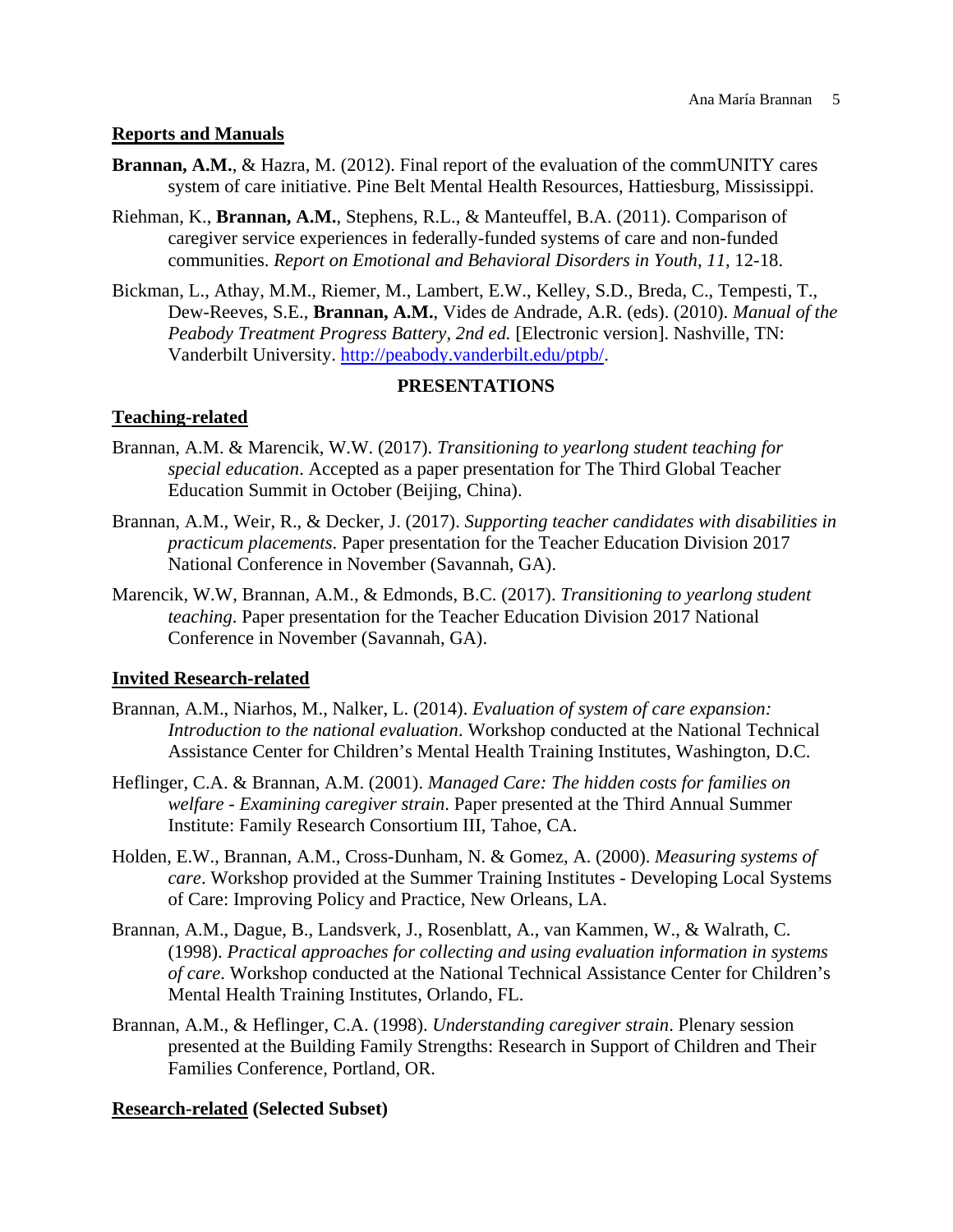## Reports and Manuals

**Brannan, A.M.**, & Hazra, M. (2012). Final report of the evaluation of the commUNITY cares system of care initiative. Pine Belt Mental Health Resources, Hattiesburg, Mississippi.

Riehman, K., **Brannan, A.M.**, Stephens, R.L., & Manteuffel, B.A. (2011). Comparison of caregiver service experiences in federally-funded systems of care and non-funded communities. *Report on Emotional and Behavioral Disorders in Youth*, *11*, 12-18.

Bickman, L., Athay, M.M., Riemer, M., Lambert, E.W., Kelley, S.D., Breda, C., Tempesti, T., Dew-Reeves, S.E., **Brannan, A.M.**, Vides de Andrade, A.R. (eds). (2010). *Manual of the Peabody Treatment Progress Battery, 2nd ed.* [Electronic version]. Nashville, TN: Vanderbilt University. http://peabody.vanderbilt.edu/ptpb/.

# PRESENTATIONS

## Teaching-related

Brannan, A.M. & Marencik, W.W. (2017). *Transitioning to yearlong student teaching for special education*. Accepted as a paper presentation for The Third Global Teacher Education Summit in October (Beijing, China).

Brannan, A.M., Weir, R., & Decker, J. (2017). *Supporting teacher candidates with disabilities in practicum placements*. Paper presentation for the Teacher Education Division 2017 National Conference in November (Savannah, GA).

Marencik, W.W, Brannan, A.M., & Edmonds, B.C. (2017). *Transitioning to yearlong student teaching*. Paper presentation for the Teacher Education Division 2017 National Conference in November (Savannah, GA).

## Invited Research-related

Brannan, A.M., Niarhos, M., Nalker, L. (2014). *Evaluation of system of care expansion: Introduction to the national evaluation*. Workshop conducted at the National Technical Assistance Center for Children's Mental Health Training Institutes, Washington, D.C.

Heflinger, C.A. & Brannan, A.M. (2001). *Managed Care: The hidden costs for families on welfare - Examining caregiver strain*. Paper presented at the Third Annual Summer Institute: Family Research Consortium III, Tahoe, CA.

Holden, E.W., Brannan, A.M., Cross-Dunham, N. & Gomez, A. (2000). *Measuring systems of care*. Workshop provided at the Summer Training Institutes - Developing Local Systems of Care: Improving Policy and Practice, New Orleans, LA.

Brannan, A.M., Dague, B., Landsverk, J., Rosenblatt, A., van Kammen, W., & Walrath, C. (1998). *Practical approaches for collecting and using evaluation information in systems of care*. Workshop conducted at the National Technical Assistance Center for Children's Mental Health Training Institutes, Orlando, FL.

Brannan, A.M., & Heflinger, C.A. (1998). *Understanding caregiver strain*. Plenary session presented at the Building Family Strengths: Research in Support of Children and Their Families Conference, Portland, OR.

## Research-related (Selected Subset)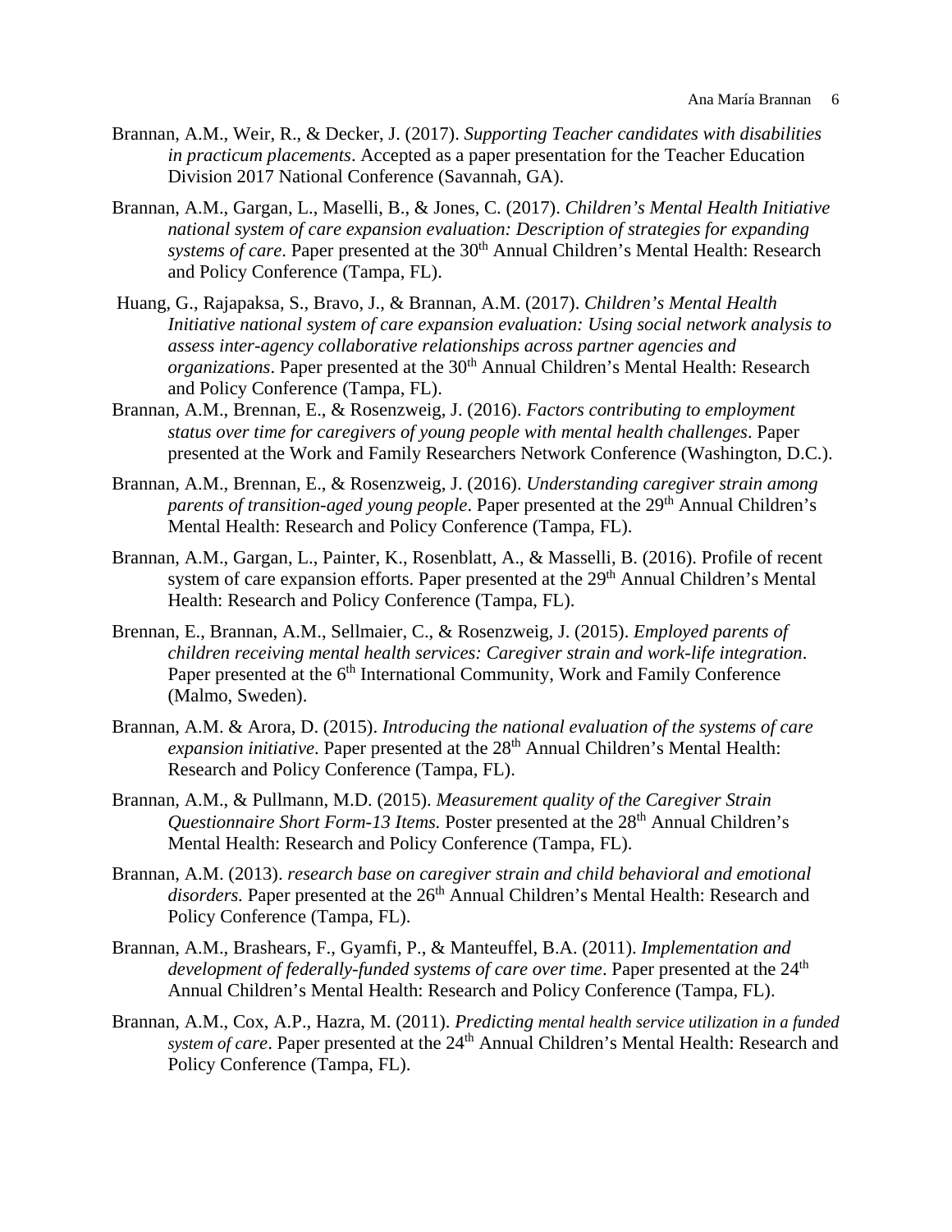Brannan, A.M., Weir, R., & Decker, J. (2017). *Supporting Teacher candidates with disabilities in practicum placements*. Accepted as a paper presentation for the Teacher Education Division 2017 National Conference (Savannah, GA).

Brannan, A.M., Gargan, L., Maselli, B., & Jones, C. (2017). *Children's Mental Health Initiative national system of care expansion evaluation: Description of strategies for expanding systems of care*. Paper presented at the 30th Annual Children's Mental Health: Research and Policy Conference (Tampa, FL).

Huang, G., Rajapaksa, S., Bravo, J., & Brannan, A.M. (2017). *Children's Mental Health Initiative national system of care expansion evaluation: Using social network analysis to assess inter-agency collaborative relationships across partner agencies and organizations*. Paper presented at the 30th Annual Children's Mental Health: Research and Policy Conference (Tampa, FL).

Brannan, A.M., Brennan, E., & Rosenzweig, J. (2016). *Factors contributing to employment status over time for caregivers of young people with mental health challenges*. Paper presented at the Work and Family Researchers Network Conference (Washington, D.C.).

Brannan, A.M., Brennan, E., & Rosenzweig, J. (2016). *Understanding caregiver strain among parents of transition-aged young people*. Paper presented at the 29th Annual Children's Mental Health: Research and Policy Conference (Tampa, FL).

Brannan, A.M., Gargan, L., Painter, K., Rosenblatt, A., & Masselli, B. (2016). Profile of recent system of care expansion efforts. Paper presented at the 29th Annual Children's Mental Health: Research and Policy Conference (Tampa, FL).

Brennan, E., Brannan, A.M., Sellmaier, C., & Rosenzweig, J. (2015). *Employed parents of children receiving mental health services: Caregiver strain and work-life integration*. Paper presented at the 6th International Community, Work and Family Conference (Malmo, Sweden).

Brannan, A.M. & Arora, D. (2015). *Introducing the national evaluation of the systems of care expansion initiative*. Paper presented at the 28th Annual Children's Mental Health: Research and Policy Conference (Tampa, FL).

Brannan, A.M., & Pullmann, M.D. (2015). *Measurement quality of the Caregiver Strain Questionnaire Short Form-13 Items.* Poster presented at the 28th Annual Children's Mental Health: Research and Policy Conference (Tampa, FL).

Brannan, A.M. (2013). *research base on caregiver strain and child behavioral and emotional disorders.* Paper presented at the 26th Annual Children's Mental Health: Research and Policy Conference (Tampa, FL).

Brannan, A.M., Brashears, F., Gyamfi, P., & Manteuffel, B.A. (2011). *Implementation and development of federally-funded systems of care over time*. Paper presented at the 24th Annual Children's Mental Health: Research and Policy Conference (Tampa, FL).

Brannan, A.M., Cox, A.P., Hazra, M. (2011). *Predicting mental health service utilization in a funded system of care*. Paper presented at the 24th Annual Children's Mental Health: Research and Policy Conference (Tampa, FL).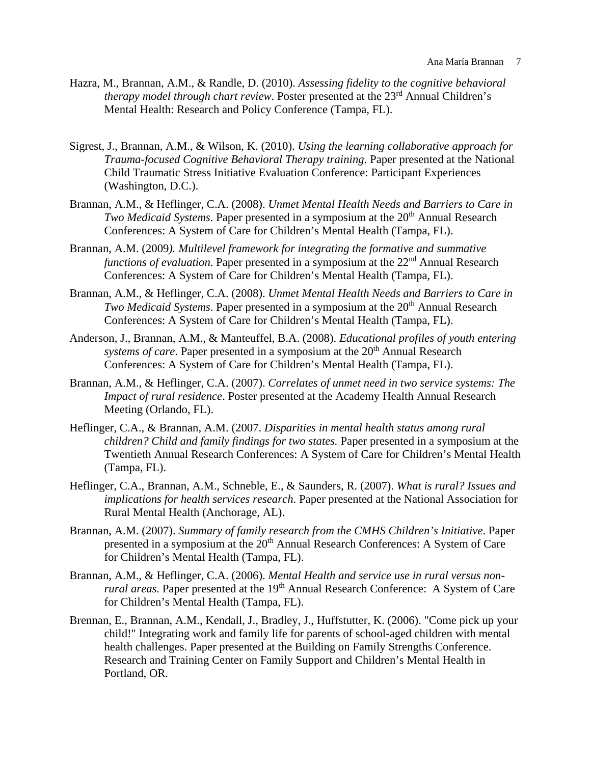Hazra, M., Brannan, A.M., & Randle, D. (2010). *Assessing fidelity to the cognitive behavioral therapy model through chart review*. Poster presented at the 23rd Annual Children's Mental Health: Research and Policy Conference (Tampa, FL).

Sigrest, J., Brannan, A.M., & Wilson, K. (2010). *Using the learning collaborative approach for Trauma-focused Cognitive Behavioral Therapy training*. Paper presented at the National Child Traumatic Stress Initiative Evaluation Conference: Participant Experiences (Washington, D.C.).

Brannan, A.M., & Heflinger, C.A. (2008). *Unmet Mental Health Needs and Barriers to Care in Two Medicaid Systems*. Paper presented in a symposium at the 20th Annual Research Conferences: A System of Care for Children's Mental Health (Tampa, FL).

Brannan, A.M. (2009*). Multilevel framework for integrating the formative and summative functions of evaluation*. Paper presented in a symposium at the 22nd Annual Research Conferences: A System of Care for Children's Mental Health (Tampa, FL).

Brannan, A.M., & Heflinger, C.A. (2008). *Unmet Mental Health Needs and Barriers to Care in Two Medicaid Systems*. Paper presented in a symposium at the 20th Annual Research Conferences: A System of Care for Children's Mental Health (Tampa, FL).

Anderson, J., Brannan, A.M., & Manteuffel, B.A. (2008). *Educational profiles of youth entering systems of care*. Paper presented in a symposium at the 20th Annual Research Conferences: A System of Care for Children's Mental Health (Tampa, FL).

Brannan, A.M., & Heflinger, C.A. (2007). *Correlates of unmet need in two service systems: The Impact of rural residence*. Poster presented at the Academy Health Annual Research Meeting (Orlando, FL).

Heflinger, C.A., & Brannan, A.M. (2007. *Disparities in mental health status among rural children? Child and family findings for two states.* Paper presented in a symposium at the Twentieth Annual Research Conferences: A System of Care for Children's Mental Health (Tampa, FL).

Heflinger, C.A., Brannan, A.M., Schneble, E., & Saunders, R. (2007). *What is rural? Issues and implications for health services research*. Paper presented at the National Association for Rural Mental Health (Anchorage, AL).

Brannan, A.M. (2007). *Summary of family research from the CMHS Children's Initiative*. Paper presented in a symposium at the 20th Annual Research Conferences: A System of Care for Children's Mental Health (Tampa, FL).

Brannan, A.M., & Heflinger, C.A. (2006). *Mental Health and service use in rural versus non-rural areas.* Paper presented at the 19th Annual Research Conference: A System of Care for Children's Mental Health (Tampa, FL).

Brennan, E., Brannan, A.M., Kendall, J., Bradley, J., Huffstutter, K. (2006). "Come pick up your child!" Integrating work and family life for parents of school-aged children with mental health challenges. Paper presented at the Building on Family Strengths Conference. Research and Training Center on Family Support and Children's Mental Health in Portland, OR.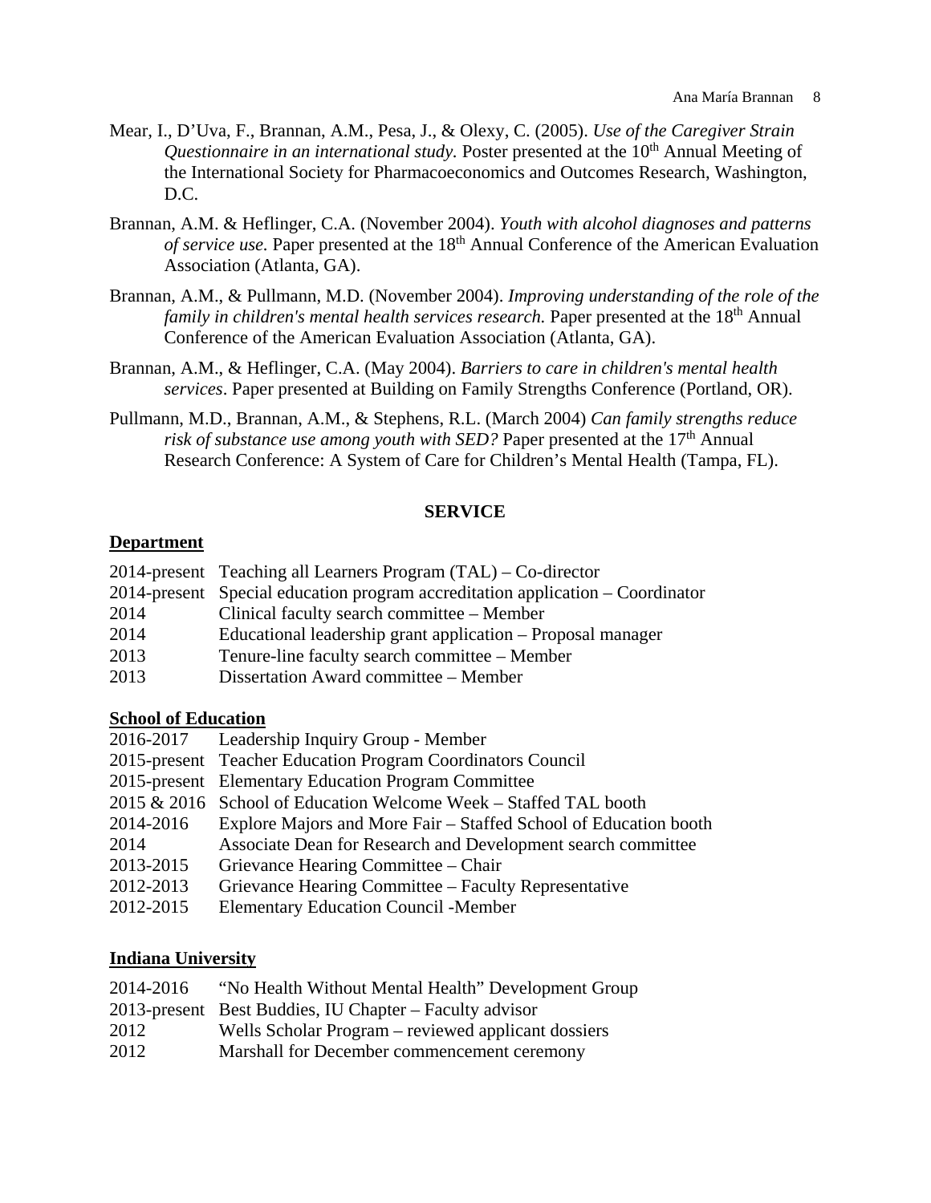Mear, I., D'Uva, F., Brannan, A.M., Pesa, J., & Olexy, C. (2005). *Use of the Caregiver Strain Questionnaire in an international study.* Poster presented at the 10th Annual Meeting of the International Society for Pharmacoeconomics and Outcomes Research, Washington, D.C.

Brannan, A.M. & Heflinger, C.A. (November 2004). *Youth with alcohol diagnoses and patterns of service use.* Paper presented at the 18th Annual Conference of the American Evaluation Association (Atlanta, GA).

Brannan, A.M., & Pullmann, M.D. (November 2004). *Improving understanding of the role of the family in children's mental health services research.* Paper presented at the 18th Annual Conference of the American Evaluation Association (Atlanta, GA).

Brannan, A.M., & Heflinger, C.A. (May 2004). *Barriers to care in children's mental health services*. Paper presented at Building on Family Strengths Conference (Portland, OR).

Pullmann, M.D., Brannan, A.M., & Stephens, R.L. (March 2004) *Can family strengths reduce risk of substance use among youth with SED?* Paper presented at the 17th Annual Research Conference: A System of Care for Children's Mental Health (Tampa, FL).

## SERVICE

### Department

| | |
|---|---|
| 2014-present | Teaching all Learners Program (TAL) – Co-director |
| 2014-present | Special education program accreditation application – Coordinator |
| 2014 | Clinical faculty search committee – Member |
| 2014 | Educational leadership grant application – Proposal manager |
| 2013 | Tenure-line faculty search committee – Member |
| 2013 | Dissertation Award committee – Member |

### School of Education

| | |
|---|---|
| 2016-2017 | Leadership Inquiry Group - Member |
| 2015-present | Teacher Education Program Coordinators Council |
| 2015-present | Elementary Education Program Committee |
| 2015 & 2016 | School of Education Welcome Week – Staffed TAL booth |
| 2014-2016 | Explore Majors and More Fair – Staffed School of Education booth |
| 2014 | Associate Dean for Research and Development search committee |
| 2013-2015 | Grievance Hearing Committee – Chair |
| 2012-2013 | Grievance Hearing Committee – Faculty Representative |
| 2012-2015 | Elementary Education Council -Member |

### Indiana University

| | |
|---|---|
| 2014-2016 | "No Health Without Mental Health" Development Group |
| 2013-present | Best Buddies, IU Chapter – Faculty advisor |
| 2012 | Wells Scholar Program – reviewed applicant dossiers |
| 2012 | Marshall for December commencement ceremony |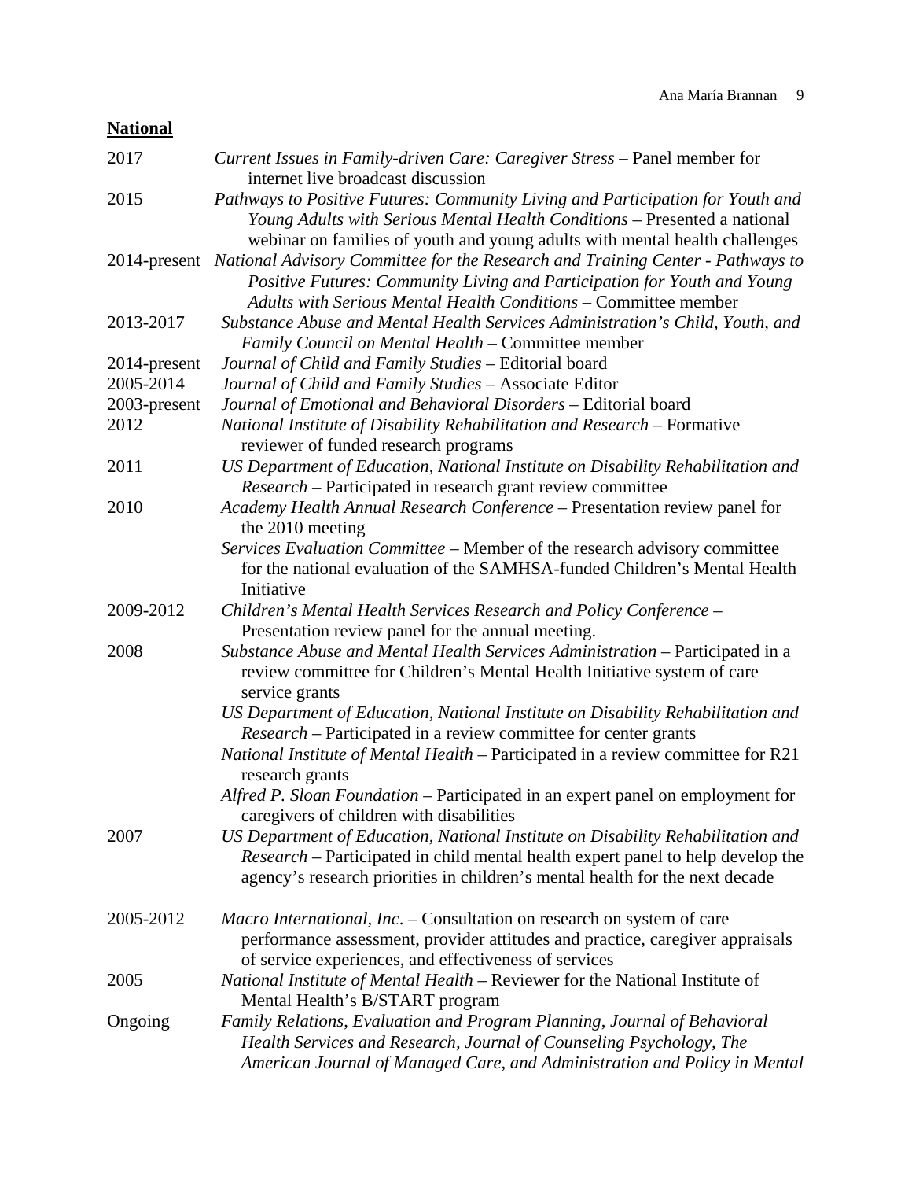**National**

2017 *Current Issues in Family-driven Care: Caregiver Stress* – Panel member for internet live broadcast discussion

2015 *Pathways to Positive Futures: Community Living and Participation for Youth and Young Adults with Serious Mental Health Conditions* – Presented a national webinar on families of youth and young adults with mental health challenges

2014-present *National Advisory Committee for the Research and Training Center - Pathways to Positive Futures: Community Living and Participation for Youth and Young Adults with Serious Mental Health Conditions* – Committee member

2013-2017 *Substance Abuse and Mental Health Services Administration's Child, Youth, and Family Council on Mental Health* – Committee member

2014-present *Journal of Child and Family Studies* – Editorial board

2005-2014 *Journal of Child and Family Studies* – Associate Editor

2003-present *Journal of Emotional and Behavioral Disorders* – Editorial board

2012 *National Institute of Disability Rehabilitation and Research* – Formative reviewer of funded research programs

2011 *US Department of Education, National Institute on Disability Rehabilitation and Research* – Participated in research grant review committee

2010 *Academy Health Annual Research Conference* – Presentation review panel for the 2010 meeting

*Services Evaluation Committee* – Member of the research advisory committee for the national evaluation of the SAMHSA-funded Children's Mental Health Initiative

2009-2012 *Children's Mental Health Services Research and Policy Conference* – Presentation review panel for the annual meeting.

2008 *Substance Abuse and Mental Health Services Administration* – Participated in a review committee for Children's Mental Health Initiative system of care service grants

*US Department of Education, National Institute on Disability Rehabilitation and Research* – Participated in a review committee for center grants

*National Institute of Mental Health* – Participated in a review committee for R21 research grants

*Alfred P. Sloan Foundation* – Participated in an expert panel on employment for caregivers of children with disabilities

2007 *US Department of Education, National Institute on Disability Rehabilitation and Research* – Participated in child mental health expert panel to help develop the agency's research priorities in children's mental health for the next decade

2005-2012 *Macro International, Inc*. – Consultation on research on system of care performance assessment, provider attitudes and practice, caregiver appraisals of service experiences, and effectiveness of services

2005 *National Institute of Mental Health* – Reviewer for the National Institute of Mental Health's B/START program

Ongoing *Family Relations*, *Evaluation and Program Planning*, *Journal of Behavioral Health Services and Research, Journal of Counseling Psychology, The American Journal of Managed Care, and Administration and Policy in Mental*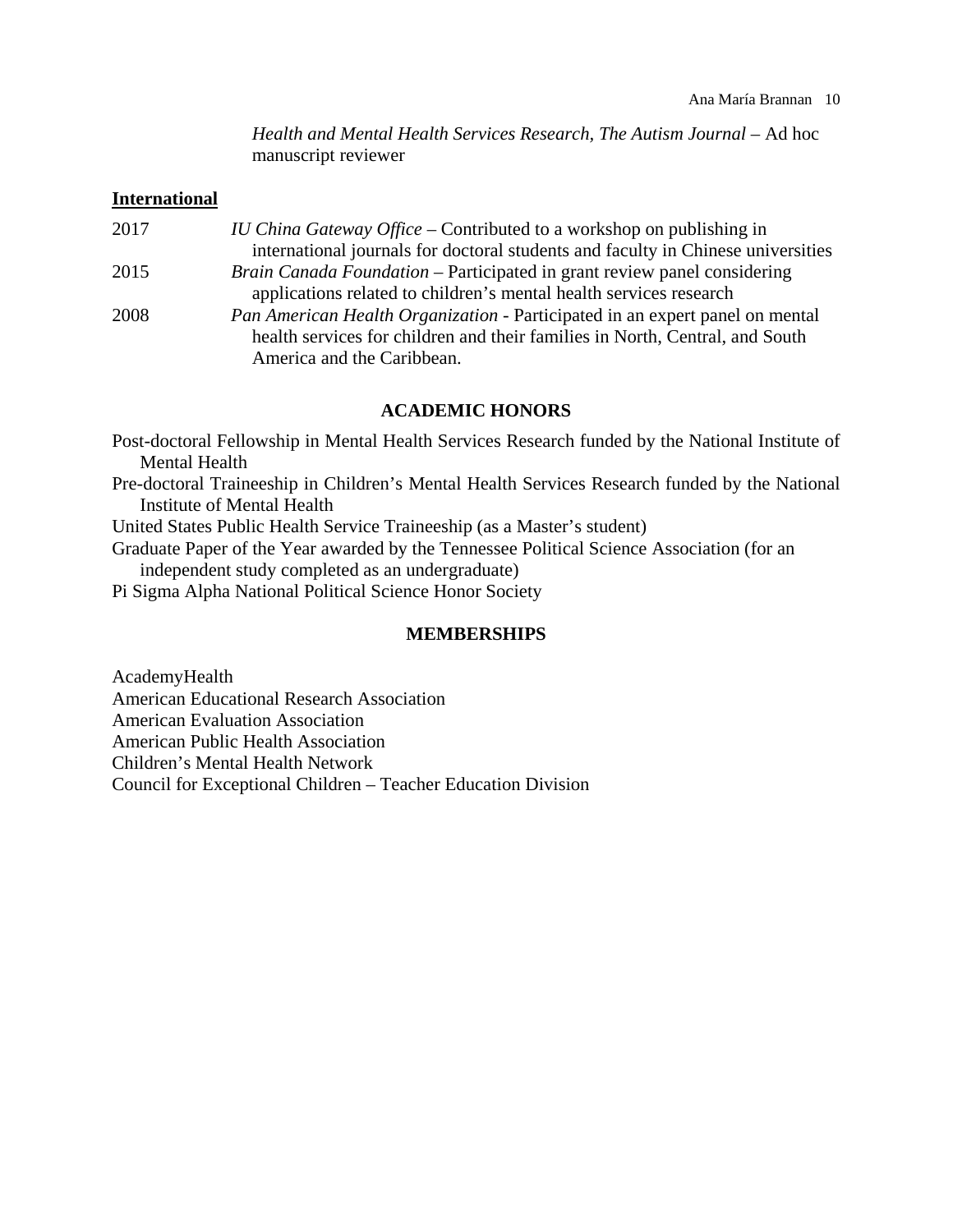*Health and Mental Health Services Research, The Autism Journal* – Ad hoc manuscript reviewer

**International**

2017 *IU China Gateway Office* – Contributed to a workshop on publishing in international journals for doctoral students and faculty in Chinese universities

2015 *Brain Canada Foundation* – Participated in grant review panel considering applications related to children's mental health services research

2008 *Pan American Health Organization* - Participated in an expert panel on mental health services for children and their families in North, Central, and South America and the Caribbean.

## ACADEMIC HONORS

Post-doctoral Fellowship in Mental Health Services Research funded by the National Institute of Mental Health

Pre-doctoral Traineeship in Children's Mental Health Services Research funded by the National Institute of Mental Health

United States Public Health Service Traineeship (as a Master's student)

Graduate Paper of the Year awarded by the Tennessee Political Science Association (for an independent study completed as an undergraduate)

Pi Sigma Alpha National Political Science Honor Society

## MEMBERSHIPS

AcademyHealth
American Educational Research Association
American Evaluation Association
American Public Health Association
Children's Mental Health Network
Council for Exceptional Children – Teacher Education Division